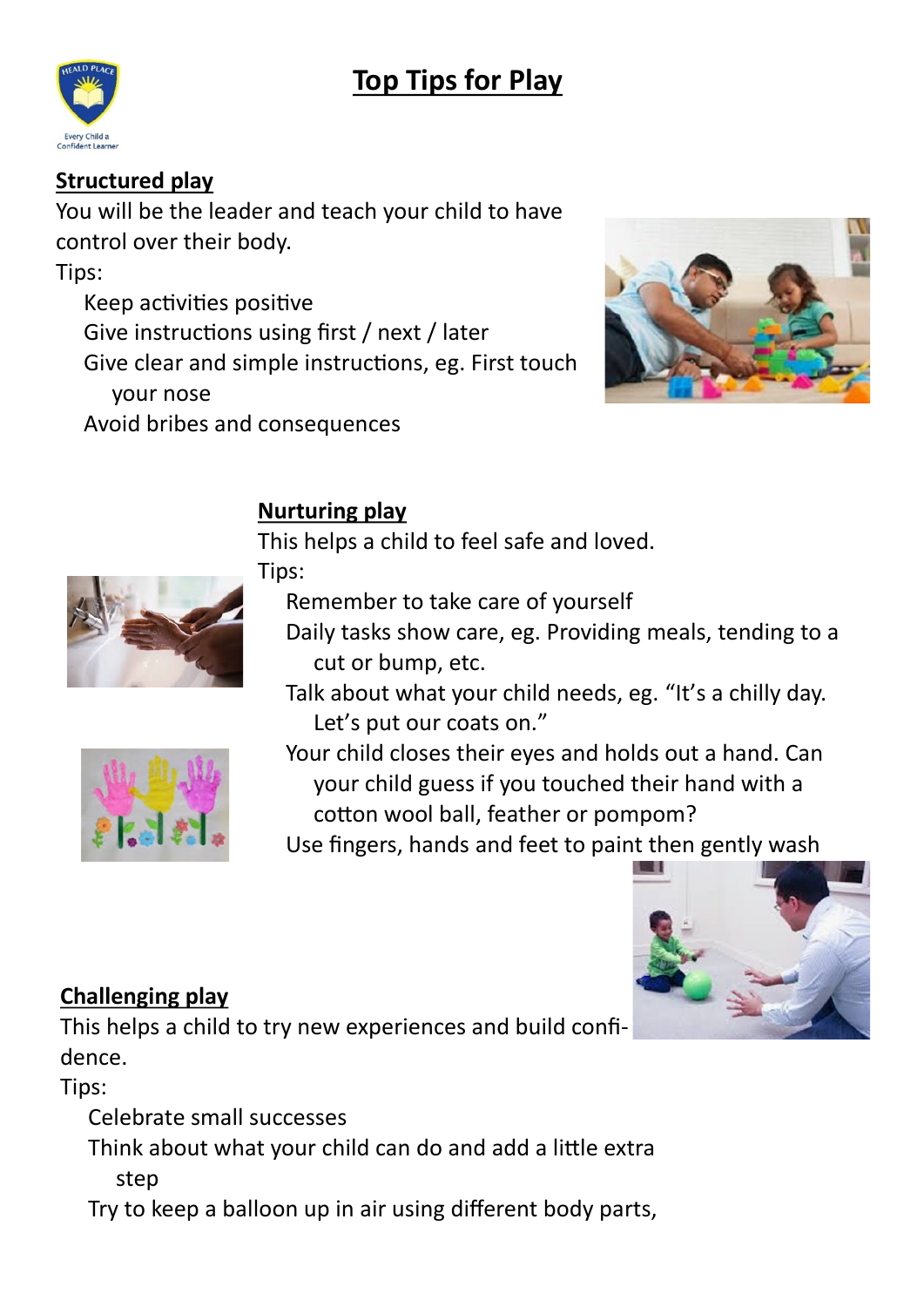# Top Tips for Play

## Structured play

You will be the leader and teach your child to have control over their body.

Tips:

- Keep activities positive
- Give instructions using first / next / later
- Give clear and simple instructions, eg. First touch your nose
- Avoid bribes and consequences

## Nurturing play

This helps a child to feel safe and loved.

Tips:

- Remember to take care of yourself
- Daily tasks show care, eg. Providing meals, tending to a cut or bump, etc.
- Talk about what your child needs, eg. "It's a chilly day. Let's put our coats on."
- Your child closes their eyes and holds out a hand. Can your child guess if you touched their hand with a cotton wool ball, feather or pompom?
- Use fingers, hands and feet to paint then gently wash

## Challenging play

This helps a child to try new experiences and build confidence.

Tips:

- Celebrate small successes
- Think about what your child can do and add a little extra step
- Try to keep a balloon up in air using different body parts,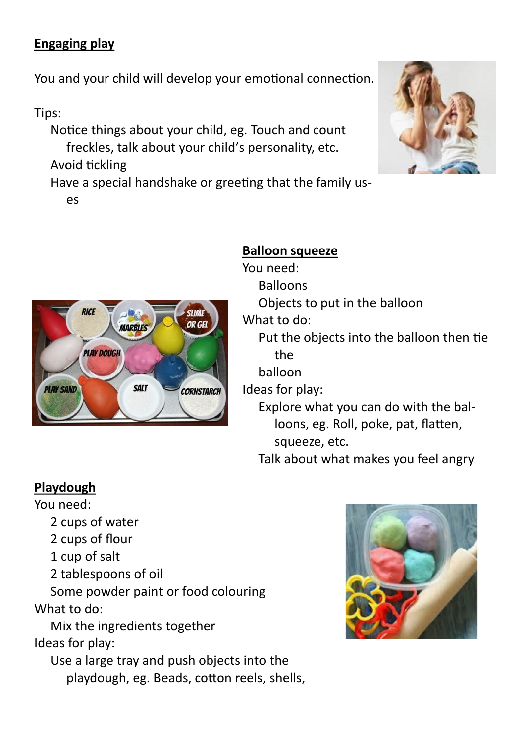## Engaging play

You and your child will develop your emotional connection.

Tips:

- Notice things about your child, eg. Touch and count freckles, talk about your child's personality, etc.
- Avoid tickling
- Have a special handshake or greeting that the family uses

## Balloon squeeze

You need:

- Balloons
- Objects to put in the balloon

What to do:

- Put the objects into the balloon then tie the balloon

Ideas for play:

- Explore what you can do with the balloons, eg. Roll, poke, pat, flatten, squeeze, etc.
- Talk about what makes you feel angry

## Playdough

You need:

- 2 cups of water
- 2 cups of flour
- 1 cup of salt
- 2 tablespoons of oil
- Some powder paint or food colouring

What to do:

- Mix the ingredients together

Ideas for play:

- Use a large tray and push objects into the playdough, eg. Beads, cotton reels, shells,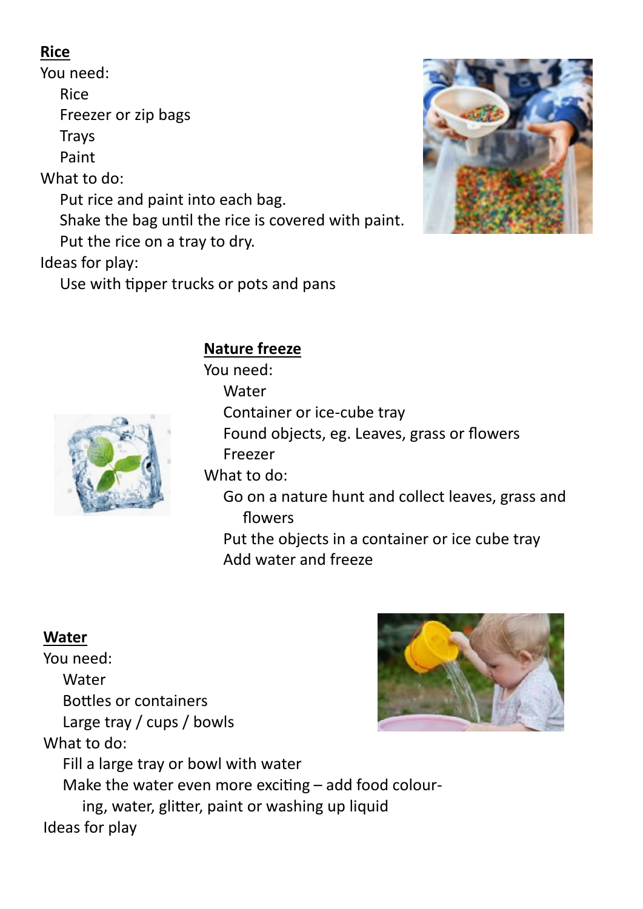**Rice**

You need:

- Rice
- Freezer or zip bags
- Trays
- Paint

What to do:

- Put rice and paint into each bag.
- Shake the bag until the rice is covered with paint.
- Put the rice on a tray to dry.

Ideas for play:

- Use with tipper trucks or pots and pans

**Nature freeze**

You need:

- Water
- Container or ice-cube tray
- Found objects, eg. Leaves, grass or flowers
- Freezer

What to do:

- Go on a nature hunt and collect leaves, grass and flowers
- Put the objects in a container or ice cube tray
- Add water and freeze

**Water**

You need:

- Water
- Bottles or containers
- Large tray / cups / bowls

What to do:

- Fill a large tray or bowl with water
- Make the water even more exciting – add food colouring, water, glitter, paint or washing up liquid

Ideas for play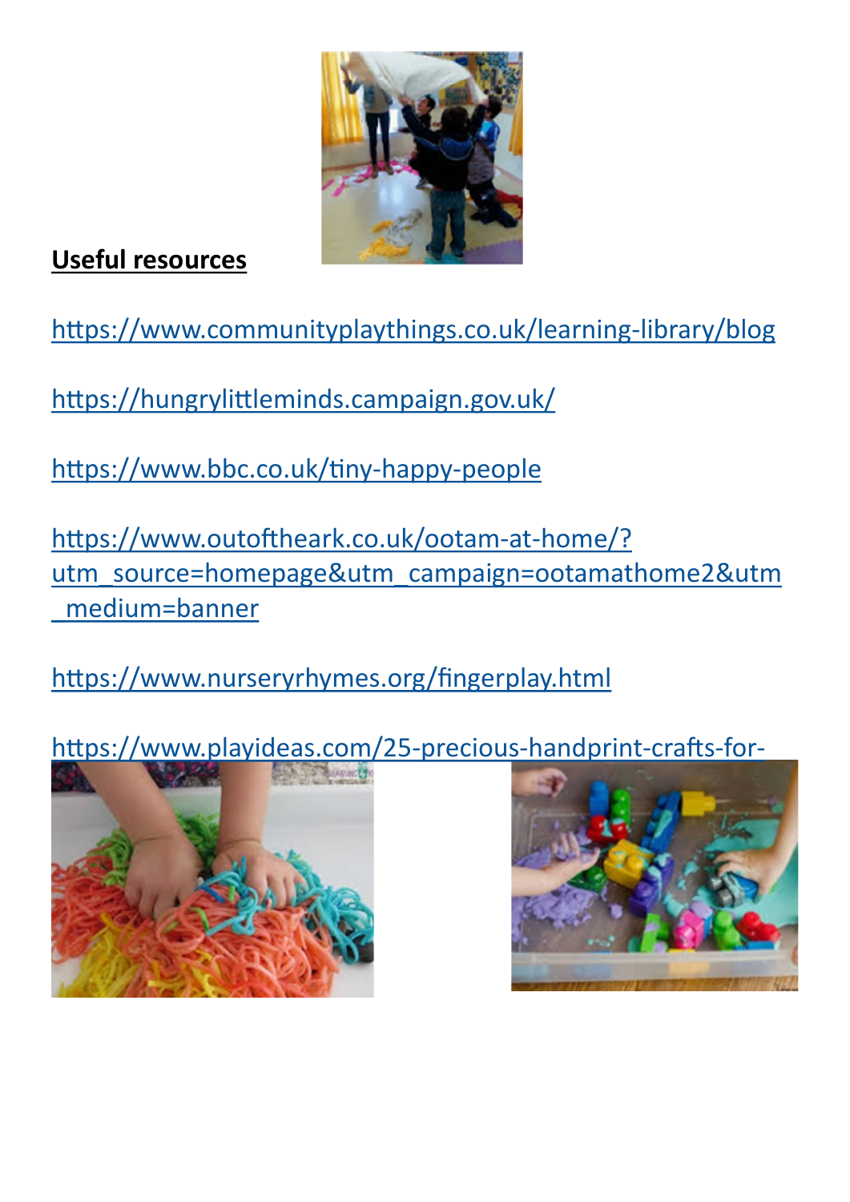**Useful resources**

https://www.communityplaythings.co.uk/learning-library/blog

https://hungrylittleminds.campaign.gov.uk/

https://www.bbc.co.uk/tiny-happy-people

https://www.outoftheark.co.uk/ootam-at-home/?utm_source=homepage&utm_campaign=ootamathome2&utm_medium=banner

https://www.nurseryrhymes.org/fingerplay.html

https://www.playideas.com/25-precious-handprint-crafts-for-